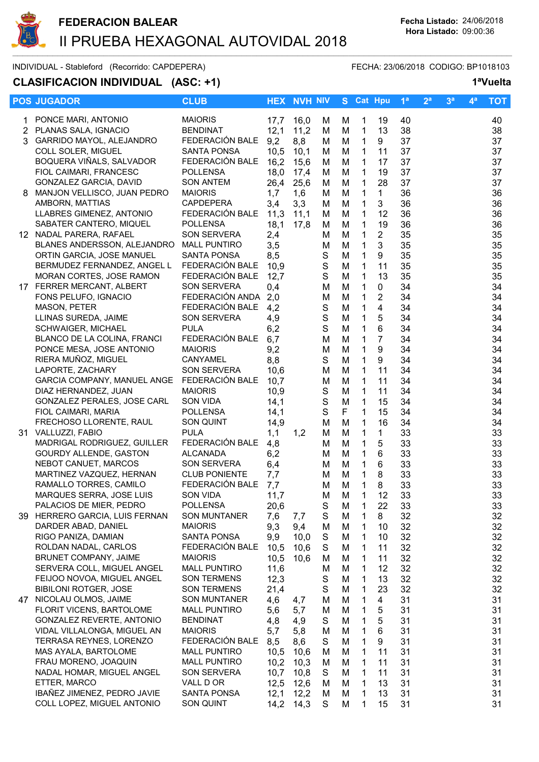# FEDERACION BALEAR

## II PRUEBA HEXAGONAL AUTOVIDAL 2018

**Fecha Listado:** 24/06/2018
**Hora Listado:** 09:00:36

INDIVIDUAL - Stableford (Recorrido: CAPDEPERA) FECHA: 23/06/2018 CODIGO: BP1018103

### CLASIFICACION INDIVIDUAL (ASC: +1)

**1ªVuelta**

| POS | JUGADOR | CLUB | HEX | NVH | NIV | S | Cat | Hpu | 1ª | 2ª | 3ª | 4ª | TOT |
|---|---|---|---|---|---|---|---|---|---|---|---|---|---|
| 1 | PONCE MARI, ANTONIO | MAIORIS | 17,7 | 16,0 | M | M | 1 | 19 | 40 | | | | 40 |
| 2 | PLANAS SALA, IGNACIO | BENDINAT | 12,1 | 11,2 | M | M | 1 | 13 | 38 | | | | 38 |
| 3 | GARRIDO MAYOL, ALEJANDRO | FEDERACIÓN BALE | 9,2 | 8,8 | M | M | 1 | 9 | 37 | | | | 37 |
| | COLL SOLER, MIGUEL | SANTA PONSA | 10,5 | 10,1 | M | M | 1 | 11 | 37 | | | | 37 |
| | BOQUERA VIÑALS, SALVADOR | FEDERACIÓN BALE | 16,2 | 15,6 | M | M | 1 | 17 | 37 | | | | 37 |
| | FIOL CAIMARI, FRANCESC | POLLENSA | 18,0 | 17,4 | M | M | 1 | 19 | 37 | | | | 37 |
| | GONZALEZ GARCIA, DAVID | SON ANTEM | 26,4 | 25,6 | M | M | 1 | 28 | 37 | | | | 37 |
| 8 | MANJON VELLISCO, JUAN PEDRO | MAIORIS | 1,7 | 1,6 | M | M | 1 | 1 | 36 | | | | 36 |
| | AMBORN, MATTIAS | CAPDEPERA | 3,4 | 3,3 | M | M | 1 | 3 | 36 | | | | 36 |
| | LLABRES GIMENEZ, ANTONIO | FEDERACIÓN BALE | 11,3 | 11,1 | M | M | 1 | 12 | 36 | | | | 36 |
| | SABATER CANTERO, MIQUEL | POLLENSA | 18,1 | 17,8 | M | M | 1 | 19 | 36 | | | | 36 |
| 12 | NADAL PARERA, RAFAEL | SON SERVERA | 2,4 | | M | M | 1 | 2 | 35 | | | | 35 |
| | BLANES ANDERSSON, ALEJANDRO | MALL PUNTIRO | 3,5 | | M | M | 1 | 3 | 35 | | | | 35 |
| | ORTIN GARCIA, JOSE MANUEL | SANTA PONSA | 8,5 | | S | M | 1 | 9 | 35 | | | | 35 |
| | BERMUDEZ FERNANDEZ, ANGEL L | FEDERACIÓN BALE | 10,9 | | S | M | 1 | 11 | 35 | | | | 35 |
| | MORAN CORTES, JOSE RAMON | FEDERACIÓN BALE | 12,7 | | S | M | 1 | 13 | 35 | | | | 35 |
| 17 | FERRER MERCANT, ALBERT | SON SERVERA | 0,4 | | M | M | 1 | 0 | 34 | | | | 34 |
| | FONS PELUFO, IGNACIO | FEDERACIÓN ANDA | 2,0 | | M | M | 1 | 2 | 34 | | | | 34 |
| | MASON, PETER | FEDERACIÓN BALE | 4,2 | | S | M | 1 | 4 | 34 | | | | 34 |
| | LLINAS SUREDA, JAIME | SON SERVERA | 4,9 | | S | M | 1 | 5 | 34 | | | | 34 |
| | SCHWAIGER, MICHAEL | PULA | 6,2 | | S | M | 1 | 6 | 34 | | | | 34 |
| | BLANCO DE LA COLINA, FRANCI | FEDERACIÓN BALE | 6,7 | | M | M | 1 | 7 | 34 | | | | 34 |
| | PONCE MESA, JOSE ANTONIO | MAIORIS | 9,2 | | M | M | 1 | 9 | 34 | | | | 34 |
| | RIERA MUÑOZ, MIGUEL | CANYAMEL | 8,8 | | S | M | 1 | 9 | 34 | | | | 34 |
| | LAPORTE, ZACHARY | SON SERVERA | 10,6 | | M | M | 1 | 11 | 34 | | | | 34 |
| | GARCIA COMPANY, MANUEL ANGE | FEDERACIÓN BALE | 10,7 | | M | M | 1 | 11 | 34 | | | | 34 |
| | DIAZ HERNANDEZ, JUAN | MAIORIS | 10,9 | | S | M | 1 | 11 | 34 | | | | 34 |
| | GONZALEZ PERALES, JOSE CARL | SON VIDA | 14,1 | | S | M | 1 | 15 | 34 | | | | 34 |
| | FIOL CAIMARI, MARIA | POLLENSA | 14,1 | | S | F | 1 | 15 | 34 | | | | 34 |
| | FRECHOSO LLORENTE, RAUL | SON QUINT | 14,9 | | M | M | 1 | 16 | 34 | | | | 34 |
| 31 | VALLUZZI, FABIO | PULA | 1,1 | 1,2 | M | M | 1 | 1 | 33 | | | | 33 |
| | MADRIGAL RODRIGUEZ, GUILLER | FEDERACIÓN BALE | 4,8 | | M | M | 1 | 5 | 33 | | | | 33 |
| | GOURDY ALLENDE, GASTON | ALCANADA | 6,2 | | M | M | 1 | 6 | 33 | | | | 33 |
| | NEBOT CANUET, MARCOS | SON SERVERA | 6,4 | | M | M | 1 | 6 | 33 | | | | 33 |
| | MARTINEZ VAZQUEZ, HERNAN | CLUB PONIENTE | 7,7 | | M | M | 1 | 8 | 33 | | | | 33 |
| | RAMALLO TORRES, CAMILO | FEDERACIÓN BALE | 7,7 | | M | M | 1 | 8 | 33 | | | | 33 |
| | MARQUES SERRA, JOSE LUIS | SON VIDA | 11,7 | | M | M | 1 | 12 | 33 | | | | 33 |
| | PALACIOS DE MIER, PEDRO | POLLENSA | 20,6 | | S | M | 1 | 22 | 33 | | | | 33 |
| 39 | HERRERO GARCIA, LUIS FERNAN | SON MUNTANER | 7,6 | 7,7 | S | M | 1 | 8 | 32 | | | | 32 |
| | DARDER ABAD, DANIEL | MAIORIS | 9,3 | 9,4 | M | M | 1 | 10 | 32 | | | | 32 |
| | RIGO PANIZA, DAMIAN | SANTA PONSA | 9,9 | 10,0 | S | M | 1 | 10 | 32 | | | | 32 |
| | ROLDAN NADAL, CARLOS | FEDERACIÓN BALE | 10,5 | 10,6 | S | M | 1 | 11 | 32 | | | | 32 |
| | BRUNET COMPANY, JAIME | MAIORIS | 10,5 | 10,6 | M | M | 1 | 11 | 32 | | | | 32 |
| | SERVERA COLL, MIGUEL ANGEL | MALL PUNTIRO | 11,6 | | M | M | 1 | 12 | 32 | | | | 32 |
| | FEIJOO NOVOA, MIGUEL ANGEL | SON TERMENS | 12,3 | | S | M | 1 | 13 | 32 | | | | 32 |
| | BIBILONI ROTGER, JOSE | SON TERMENS | 21,4 | | S | M | 1 | 23 | 32 | | | | 32 |
| 47 | NICOLAU OLMOS, JAIME | SON MUNTANER | 4,6 | 4,7 | M | M | 1 | 4 | 31 | | | | 31 |
| | FLORIT VICENS, BARTOLOME | MALL PUNTIRO | 5,6 | 5,7 | M | M | 1 | 5 | 31 | | | | 31 |
| | GONZALEZ REVERTE, ANTONIO | BENDINAT | 4,8 | 4,9 | S | M | 1 | 5 | 31 | | | | 31 |
| | VIDAL VILLALONGA, MIGUEL AN | MAIORIS | 5,7 | 5,8 | M | M | 1 | 6 | 31 | | | | 31 |
| | TERRASA REYNES, LORENZO | FEDERACIÓN BALE | 8,5 | 8,6 | S | M | 1 | 9 | 31 | | | | 31 |
| | MAS AYALA, BARTOLOME | MALL PUNTIRO | 10,5 | 10,6 | M | M | 1 | 11 | 31 | | | | 31 |
| | FRAU MORENO, JOAQUIN | MALL PUNTIRO | 10,2 | 10,3 | M | M | 1 | 11 | 31 | | | | 31 |
| | NADAL HOMAR, MIGUEL ANGEL | SON SERVERA | 10,7 | 10,8 | S | M | 1 | 11 | 31 | | | | 31 |
| | ETTER, MARCO | VALL D OR | 12,5 | 12,6 | M | M | 1 | 13 | 31 | | | | 31 |
| | IBAÑEZ JIMENEZ, PEDRO JAVIE | SANTA PONSA | 12,1 | 12,2 | M | M | 1 | 13 | 31 | | | | 31 |
| | COLL LOPEZ, MIGUEL ANTONIO | SON QUINT | 14,2 | 14,3 | S | M | 1 | 15 | 31 | | | | 31 |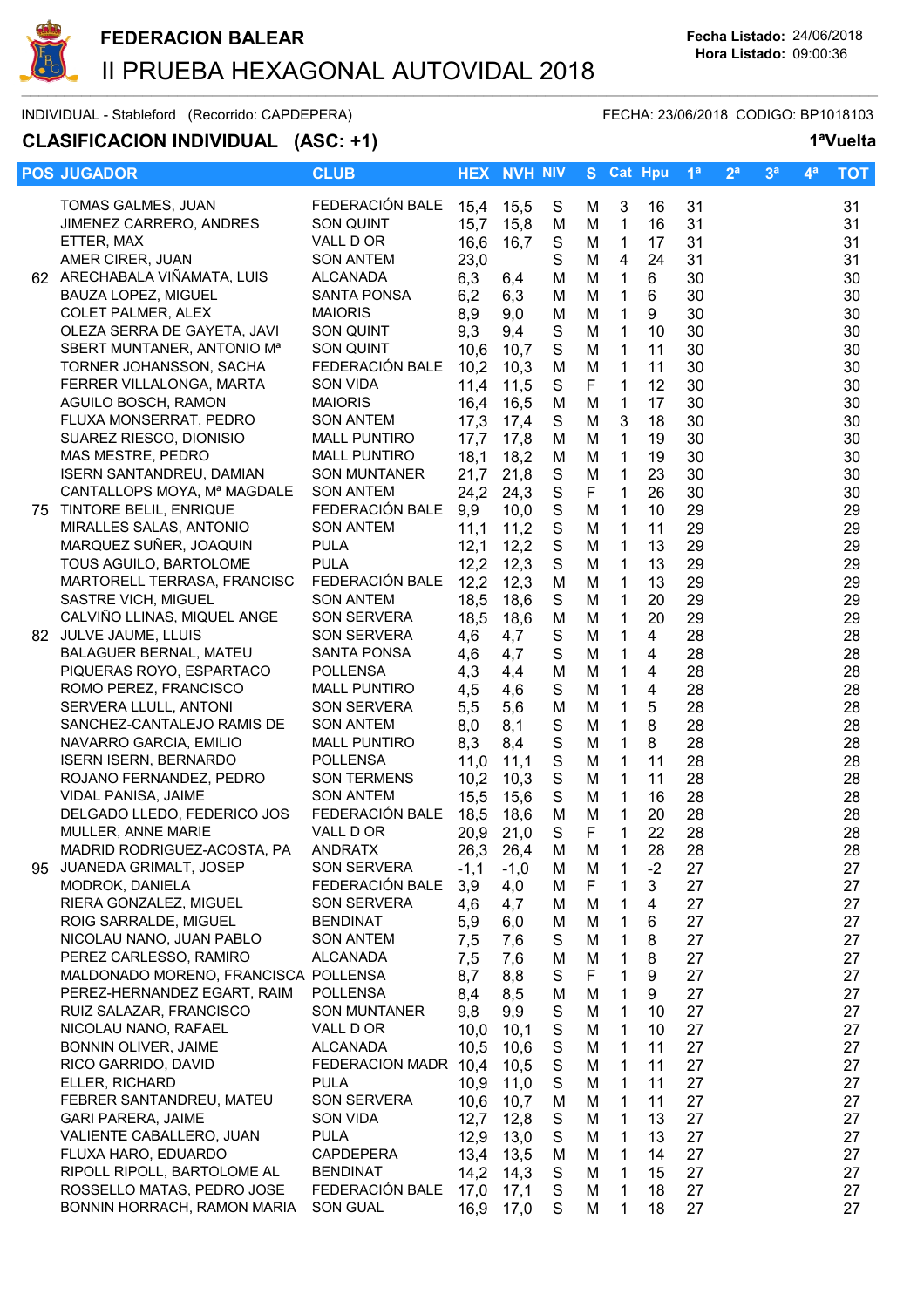# FEDERACION BALEAR

## II PRUEBA HEXAGONAL AUTOVIDAL 2018

**Fecha Listado:** 24/06/2018
**Hora Listado:** 09:00:36

INDIVIDUAL - Stableford (Recorrido: CAPDEPERA) FECHA: 23/06/2018 CODIGO: BP1018103

### CLASIFICACION INDIVIDUAL (ASC: +1) 1ªVuelta

| POS | JUGADOR | CLUB | HEX | NVH | NIV | S | Cat | Hpu | 1ª | 2ª | 3ª | 4ª | TOT |
|---|---|---|---|---|---|---|---|---|---|---|---|---|---|
| | TOMAS GALMES, JUAN | FEDERACIÓN BALE | 15,4 | 15,5 | S | M | 3 | 16 | 31 | | | | 31 |
| | JIMENEZ CARRERO, ANDRES | SON QUINT | 15,7 | 15,8 | M | M | 1 | 16 | 31 | | | | 31 |
| | ETTER, MAX | VALL D OR | 16,6 | 16,7 | S | M | 1 | 17 | 31 | | | | 31 |
| | AMER CIRER, JUAN | SON ANTEM | 23,0 | | S | M | 4 | 24 | 31 | | | | 31 |
| 62 | ARECHABALA VIÑAMATA, LUIS | ALCANADA | 6,3 | 6,4 | M | M | 1 | 6 | 30 | | | | 30 |
| | BAUZA LOPEZ, MIGUEL | SANTA PONSA | 6,2 | 6,3 | M | M | 1 | 6 | 30 | | | | 30 |
| | COLET PALMER, ALEX | MAIORIS | 8,9 | 9,0 | M | M | 1 | 9 | 30 | | | | 30 |
| | OLEZA SERRA DE GAYETA, JAVI | SON QUINT | 9,3 | 9,4 | S | M | 1 | 10 | 30 | | | | 30 |
| | SBERT MUNTANER, ANTONIO Mª | SON QUINT | 10,6 | 10,7 | S | M | 1 | 11 | 30 | | | | 30 |
| | TORNER JOHANSSON, SACHA | FEDERACIÓN BALE | 10,2 | 10,3 | M | M | 1 | 11 | 30 | | | | 30 |
| | FERRER VILLALONGA, MARTA | SON VIDA | 11,4 | 11,5 | S | F | 1 | 12 | 30 | | | | 30 |
| | AGUILO BOSCH, RAMON | MAIORIS | 16,4 | 16,5 | M | M | 1 | 17 | 30 | | | | 30 |
| | FLUXA MONSERRAT, PEDRO | SON ANTEM | 17,3 | 17,4 | S | M | 3 | 18 | 30 | | | | 30 |
| | SUAREZ RIESCO, DIONISIO | MALL PUNTIRO | 17,7 | 17,8 | M | M | 1 | 19 | 30 | | | | 30 |
| | MAS MESTRE, PEDRO | MALL PUNTIRO | 18,1 | 18,2 | M | M | 1 | 19 | 30 | | | | 30 |
| | ISERN SANTANDREU, DAMIAN | SON MUNTANER | 21,7 | 21,8 | S | M | 1 | 23 | 30 | | | | 30 |
| | CANTALLOPS MOYA, Mª MAGDALE | SON ANTEM | 24,2 | 24,3 | S | F | 1 | 26 | 30 | | | | 30 |
| 75 | TINTORE BELIL, ENRIQUE | FEDERACIÓN BALE | 9,9 | 10,0 | S | M | 1 | 10 | 29 | | | | 29 |
| | MIRALLES SALAS, ANTONIO | SON ANTEM | 11,1 | 11,2 | S | M | 1 | 11 | 29 | | | | 29 |
| | MARQUEZ SUÑER, JOAQUIN | PULA | 12,1 | 12,2 | S | M | 1 | 13 | 29 | | | | 29 |
| | TOUS AGUILO, BARTOLOME | PULA | 12,2 | 12,3 | S | M | 1 | 13 | 29 | | | | 29 |
| | MARTORELL TERRASA, FRANCISC | FEDERACIÓN BALE | 12,2 | 12,3 | M | M | 1 | 13 | 29 | | | | 29 |
| | SASTRE VICH, MIGUEL | SON ANTEM | 18,5 | 18,6 | S | M | 1 | 20 | 29 | | | | 29 |
| | CALVIÑO LLINAS, MIQUEL ANGE | SON SERVERA | 18,5 | 18,6 | M | M | 1 | 20 | 29 | | | | 29 |
| 82 | JULVE JAUME, LLUIS | SON SERVERA | 4,6 | 4,7 | S | M | 1 | 4 | 28 | | | | 28 |
| | BALAGUER BERNAL, MATEU | SANTA PONSA | 4,6 | 4,7 | S | M | 1 | 4 | 28 | | | | 28 |
| | PIQUERAS ROYO, ESPARTACO | POLLENSA | 4,3 | 4,4 | M | M | 1 | 4 | 28 | | | | 28 |
| | ROMO PEREZ, FRANCISCO | MALL PUNTIRO | 4,5 | 4,6 | S | M | 1 | 4 | 28 | | | | 28 |
| | SERVERA LLULL, ANTONI | SON SERVERA | 5,5 | 5,6 | M | M | 1 | 5 | 28 | | | | 28 |
| | SANCHEZ-CANTALEJO RAMIS DE | SON ANTEM | 8,0 | 8,1 | S | M | 1 | 8 | 28 | | | | 28 |
| | NAVARRO GARCIA, EMILIO | MALL PUNTIRO | 8,3 | 8,4 | S | M | 1 | 8 | 28 | | | | 28 |
| | ISERN ISERN, BERNARDO | POLLENSA | 11,0 | 11,1 | S | M | 1 | 11 | 28 | | | | 28 |
| | ROJANO FERNANDEZ, PEDRO | SON TERMENS | 10,2 | 10,3 | S | M | 1 | 11 | 28 | | | | 28 |
| | VIDAL PANISA, JAIME | SON ANTEM | 15,5 | 15,6 | S | M | 1 | 16 | 28 | | | | 28 |
| | DELGADO LLEDO, FEDERICO JOS | FEDERACIÓN BALE | 18,5 | 18,6 | M | M | 1 | 20 | 28 | | | | 28 |
| | MULLER, ANNE MARIE | VALL D OR | 20,9 | 21,0 | S | F | 1 | 22 | 28 | | | | 28 |
| | MADRID RODRIGUEZ-ACOSTA, PA | ANDRATX | 26,3 | 26,4 | M | M | 1 | 28 | 28 | | | | 28 |
| 95 | JUANEDA GRIMALT, JOSEP | SON SERVERA | -1,1 | -1,0 | M | M | 1 | -2 | 27 | | | | 27 |
| | MODROK, DANIELA | FEDERACIÓN BALE | 3,9 | 4,0 | M | F | 1 | 3 | 27 | | | | 27 |
| | RIERA GONZALEZ, MIGUEL | SON SERVERA | 4,6 | 4,7 | M | M | 1 | 4 | 27 | | | | 27 |
| | ROIG SARRALDE, MIGUEL | BENDINAT | 5,9 | 6,0 | M | M | 1 | 6 | 27 | | | | 27 |
| | NICOLAU NANO, JUAN PABLO | SON ANTEM | 7,5 | 7,6 | S | M | 1 | 8 | 27 | | | | 27 |
| | PEREZ CARLESSO, RAMIRO | ALCANADA | 7,5 | 7,6 | M | M | 1 | 8 | 27 | | | | 27 |
| | MALDONADO MORENO, FRANCISCA | POLLENSA | 8,7 | 8,8 | S | F | 1 | 9 | 27 | | | | 27 |
| | PEREZ-HERNANDEZ EGART, RAIM | POLLENSA | 8,4 | 8,5 | M | M | 1 | 9 | 27 | | | | 27 |
| | RUIZ SALAZAR, FRANCISCO | SON MUNTANER | 9,8 | 9,9 | S | M | 1 | 10 | 27 | | | | 27 |
| | NICOLAU NANO, RAFAEL | VALL D OR | 10,0 | 10,1 | S | M | 1 | 10 | 27 | | | | 27 |
| | BONNIN OLIVER, JAIME | ALCANADA | 10,5 | 10,6 | S | M | 1 | 11 | 27 | | | | 27 |
| | RICO GARRIDO, DAVID | FEDERACION MADR | 10,4 | 10,5 | S | M | 1 | 11 | 27 | | | | 27 |
| | ELLER, RICHARD | PULA | 10,9 | 11,0 | S | M | 1 | 11 | 27 | | | | 27 |
| | FEBRER SANTANDREU, MATEU | SON SERVERA | 10,6 | 10,7 | M | M | 1 | 11 | 27 | | | | 27 |
| | GARI PARERA, JAIME | SON VIDA | 12,7 | 12,8 | S | M | 1 | 13 | 27 | | | | 27 |
| | VALIENTE CABALLERO, JUAN | PULA | 12,9 | 13,0 | S | M | 1 | 13 | 27 | | | | 27 |
| | FLUXA HARO, EDUARDO | CAPDEPERA | 13,4 | 13,5 | M | M | 1 | 14 | 27 | | | | 27 |
| | RIPOLL RIPOLL, BARTOLOME AL | BENDINAT | 14,2 | 14,3 | S | M | 1 | 15 | 27 | | | | 27 |
| | ROSSELLO MATAS, PEDRO JOSE | FEDERACIÓN BALE | 17,0 | 17,1 | S | M | 1 | 18 | 27 | | | | 27 |
| | BONNIN HORRACH, RAMON MARIA | SON GUAL | 16,9 | 17,0 | S | M | 1 | 18 | 27 | | | | 27 |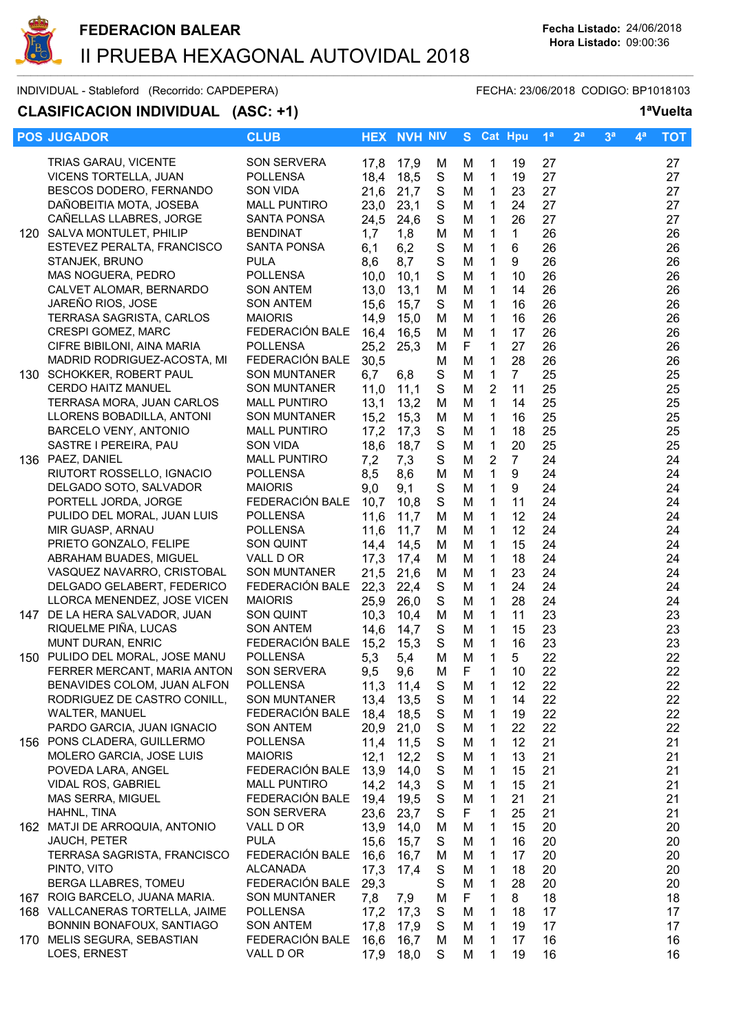# FEDERACION BALEAR

## II PRUEBA HEXAGONAL AUTOVIDAL 2018

**Fecha Listado:** 24/06/2018
**Hora Listado:** 09:00:36

INDIVIDUAL - Stableford (Recorrido: CAPDEPERA) FECHA: 23/06/2018 CODIGO: BP1018103

### CLASIFICACION INDIVIDUAL (ASC: +1) 1ªVuelta

| POS | JUGADOR | CLUB | HEX | NVH | NIV | S | Cat | Hpu | 1ª | 2ª | 3ª | 4ª | TOT |
|---|---|---|---|---|---|---|---|---|---|---|---|---|---|
| | TRIAS GARAU, VICENTE | SON SERVERA | 17,8 | 17,9 | M | M | 1 | 19 | 27 | | | | 27 |
| | VICENS TORTELLA, JUAN | POLLENSA | 18,4 | 18,5 | S | M | 1 | 19 | 27 | | | | 27 |
| | BESCOS DODERO, FERNANDO | SON VIDA | 21,6 | 21,7 | S | M | 1 | 23 | 27 | | | | 27 |
| | DAÑOBEITIA MOTA, JOSEBA | MALL PUNTIRO | 23,0 | 23,1 | S | M | 1 | 24 | 27 | | | | 27 |
| | CAÑELLAS LLABRES, JORGE | SANTA PONSA | 24,5 | 24,6 | S | M | 1 | 26 | 27 | | | | 27 |
| 120 | SALVA MONTULET, PHILIP | BENDINAT | 1,7 | 1,8 | M | M | 1 | 1 | 26 | | | | 26 |
| | ESTEVEZ PERALTA, FRANCISCO | SANTA PONSA | 6,1 | 6,2 | S | M | 1 | 6 | 26 | | | | 26 |
| | STANJEK, BRUNO | PULA | 8,6 | 8,7 | S | M | 1 | 9 | 26 | | | | 26 |
| | MAS NOGUERA, PEDRO | POLLENSA | 10,0 | 10,1 | S | M | 1 | 10 | 26 | | | | 26 |
| | CALVET ALOMAR, BERNARDO | SON ANTEM | 13,0 | 13,1 | M | M | 1 | 14 | 26 | | | | 26 |
| | JAREÑO RIOS, JOSE | SON ANTEM | 15,6 | 15,7 | S | M | 1 | 16 | 26 | | | | 26 |
| | TERRASA SAGRISTA, CARLOS | MAIORIS | 14,9 | 15,0 | M | M | 1 | 16 | 26 | | | | 26 |
| | CRESPI GOMEZ, MARC | FEDERACIÓN BALE | 16,4 | 16,5 | M | M | 1 | 17 | 26 | | | | 26 |
| | CIFRE BIBILONI, AINA MARIA | POLLENSA | 25,2 | 25,3 | M | F | 1 | 27 | 26 | | | | 26 |
| | MADRID RODRIGUEZ-ACOSTA, MI | FEDERACIÓN BALE | 30,5 | | M | M | 1 | 28 | 26 | | | | 26 |
| 130 | SCHOKKER, ROBERT PAUL | SON MUNTANER | 6,7 | 6,8 | S | M | 1 | 7 | 25 | | | | 25 |
| | CERDO HAITZ MANUEL | SON MUNTANER | 11,0 | 11,1 | S | M | 2 | 11 | 25 | | | | 25 |
| | TERRASA MORA, JUAN CARLOS | MALL PUNTIRO | 13,1 | 13,2 | M | M | 1 | 14 | 25 | | | | 25 |
| | LLORENS BOBADILLA, ANTONI | SON MUNTANER | 15,2 | 15,3 | M | M | 1 | 16 | 25 | | | | 25 |
| | BARCELO VENY, ANTONIO | MALL PUNTIRO | 17,2 | 17,3 | S | M | 1 | 18 | 25 | | | | 25 |
| | SASTRE I PEREIRA, PAU | SON VIDA | 18,6 | 18,7 | S | M | 1 | 20 | 25 | | | | 25 |
| 136 | PAEZ, DANIEL | MALL PUNTIRO | 7,2 | 7,3 | S | M | 2 | 7 | 24 | | | | 24 |
| | RIUTORT ROSSELLO, IGNACIO | POLLENSA | 8,5 | 8,6 | M | M | 1 | 9 | 24 | | | | 24 |
| | DELGADO SOTO, SALVADOR | MAIORIS | 9,0 | 9,1 | S | M | 1 | 9 | 24 | | | | 24 |
| | PORTELL JORDA, JORGE | FEDERACIÓN BALE | 10,7 | 10,8 | S | M | 1 | 11 | 24 | | | | 24 |
| | PULIDO DEL MORAL, JUAN LUIS | POLLENSA | 11,6 | 11,7 | M | M | 1 | 12 | 24 | | | | 24 |
| | MIR GUASP, ARNAU | POLLENSA | 11,6 | 11,7 | M | M | 1 | 12 | 24 | | | | 24 |
| | PRIETO GONZALO, FELIPE | SON QUINT | 14,4 | 14,5 | M | M | 1 | 15 | 24 | | | | 24 |
| | ABRAHAM BUADES, MIGUEL | VALL D OR | 17,3 | 17,4 | M | M | 1 | 18 | 24 | | | | 24 |
| | VASQUEZ NAVARRO, CRISTOBAL | SON MUNTANER | 21,5 | 21,6 | M | M | 1 | 23 | 24 | | | | 24 |
| | DELGADO GELABERT, FEDERICO | FEDERACIÓN BALE | 22,3 | 22,4 | S | M | 1 | 24 | 24 | | | | 24 |
| | LLORCA MENENDEZ, JOSE VICEN | MAIORIS | 25,9 | 26,0 | S | M | 1 | 28 | 24 | | | | 24 |
| 147 | DE LA HERA SALVADOR, JUAN | SON QUINT | 10,3 | 10,4 | M | M | 1 | 11 | 23 | | | | 23 |
| | RIQUELME PIÑA, LUCAS | SON ANTEM | 14,6 | 14,7 | S | M | 1 | 15 | 23 | | | | 23 |
| | MUNT DURAN, ENRIC | FEDERACIÓN BALE | 15,2 | 15,3 | S | M | 1 | 16 | 23 | | | | 23 |
| 150 | PULIDO DEL MORAL, JOSE MANU | POLLENSA | 5,3 | 5,4 | M | M | 1 | 5 | 22 | | | | 22 |
| | FERRER MERCANT, MARIA ANTON | SON SERVERA | 9,5 | 9,6 | M | F | 1 | 10 | 22 | | | | 22 |
| | BENAVIDES COLOM, JUAN ALFON | POLLENSA | 11,3 | 11,4 | S | M | 1 | 12 | 22 | | | | 22 |
| | RODRIGUEZ DE CASTRO CONILL, | SON MUNTANER | 13,4 | 13,5 | S | M | 1 | 14 | 22 | | | | 22 |
| | WALTER, MANUEL | FEDERACIÓN BALE | 18,4 | 18,5 | S | M | 1 | 19 | 22 | | | | 22 |
| | PARDO GARCIA, JUAN IGNACIO | SON ANTEM | 20,9 | 21,0 | S | M | 1 | 22 | 22 | | | | 22 |
| 156 | PONS CLADERA, GUILLERMO | POLLENSA | 11,4 | 11,5 | S | M | 1 | 12 | 21 | | | | 21 |
| | MOLERO GARCIA, JOSE LUIS | MAIORIS | 12,1 | 12,2 | S | M | 1 | 13 | 21 | | | | 21 |
| | POVEDA LARA, ANGEL | FEDERACIÓN BALE | 13,9 | 14,0 | S | M | 1 | 15 | 21 | | | | 21 |
| | VIDAL ROS, GABRIEL | MALL PUNTIRO | 14,2 | 14,3 | S | M | 1 | 15 | 21 | | | | 21 |
| | MAS SERRA, MIGUEL | FEDERACIÓN BALE | 19,4 | 19,5 | S | M | 1 | 21 | 21 | | | | 21 |
| | HAHNL, TINA | SON SERVERA | 23,6 | 23,7 | S | F | 1 | 25 | 21 | | | | 21 |
| 162 | MATJI DE ARROQUIA, ANTONIO | VALL D OR | 13,9 | 14,0 | M | M | 1 | 15 | 20 | | | | 20 |
| | JAUCH, PETER | PULA | 15,6 | 15,7 | S | M | 1 | 16 | 20 | | | | 20 |
| | TERRASA SAGRISTA, FRANCISCO | FEDERACIÓN BALE | 16,6 | 16,7 | M | M | 1 | 17 | 20 | | | | 20 |
| | PINTO, VITO | ALCANADA | 17,3 | 17,4 | S | M | 1 | 18 | 20 | | | | 20 |
| | BERGA LLABRES, TOMEU | FEDERACIÓN BALE | 29,3 | | S | M | 1 | 28 | 20 | | | | 20 |
| 167 | ROIG BARCELO, JUANA MARIA. | SON MUNTANER | 7,8 | 7,9 | M | F | 1 | 8 | 18 | | | | 18 |
| 168 | VALLCANERAS TORTELLA, JAIME | POLLENSA | 17,2 | 17,3 | S | M | 1 | 18 | 17 | | | | 17 |
| | BONNIN BONAFOUX, SANTIAGO | SON ANTEM | 17,8 | 17,9 | S | M | 1 | 19 | 17 | | | | 17 |
| 170 | MELIS SEGURA, SEBASTIAN | FEDERACIÓN BALE | 16,6 | 16,7 | M | M | 1 | 17 | 16 | | | | 16 |
| | LOES, ERNEST | VALL D OR | 17,9 | 18,0 | S | M | 1 | 19 | 16 | | | | 16 |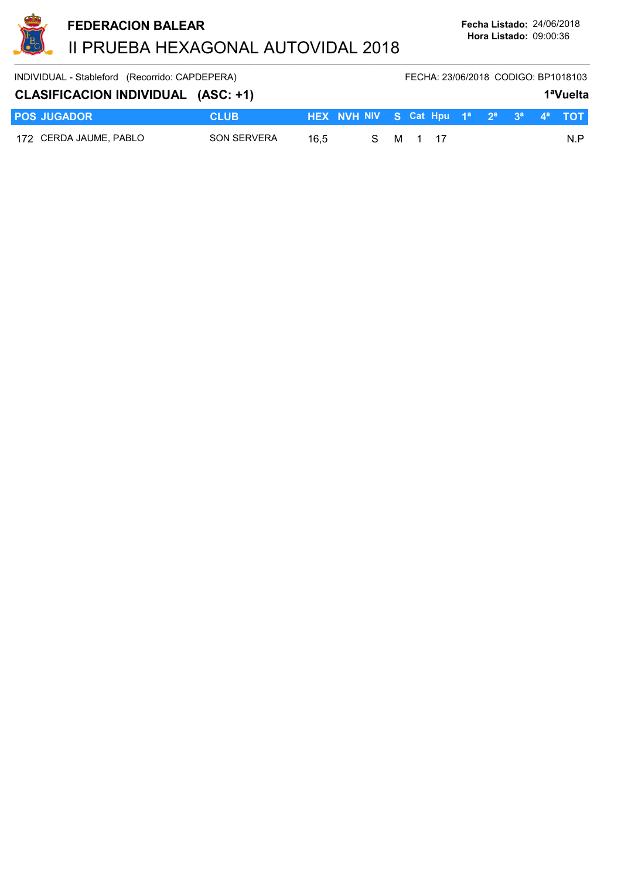| POS | JUGADOR | CLUB | HEX | NVH | NIV | S | Cat | Hpu | 1ª | 2ª | 3ª | 4ª | TOT |
|---|---|---|---|---|---|---|---|---|---|---|---|---|---|
| 172 | CERDA JAUME, PABLO | SON SERVERA | 16,5 | | S | M | 1 | 17 | | | | | N.P |